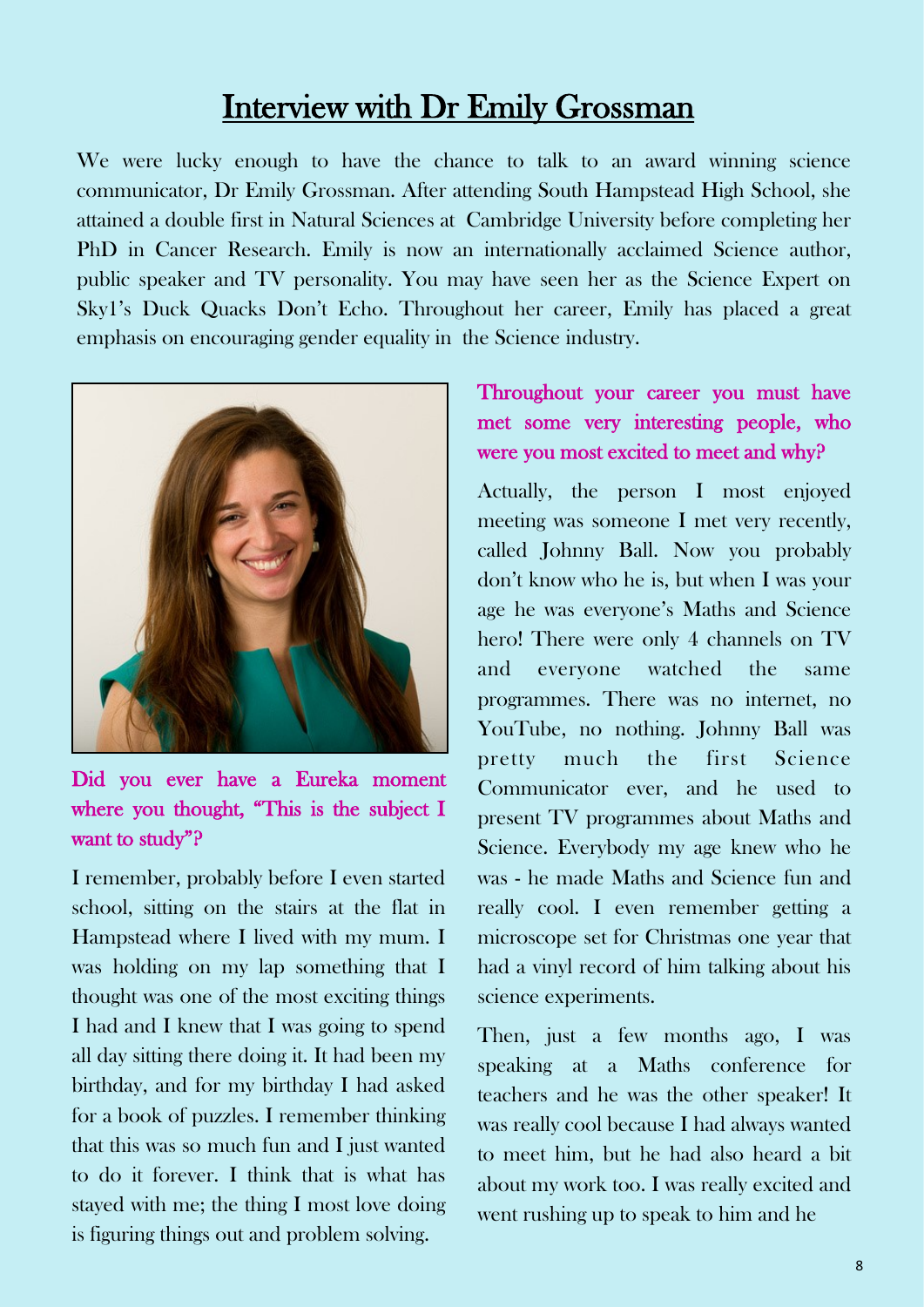# Interview with Dr Emily Grossman

We were lucky enough to have the chance to talk to an award winning science communicator, Dr Emily Grossman. After attending South Hampstead High School, she attained a double first in Natural Sciences at Cambridge University before completing her PhD in Cancer Research. Emily is now an internationally acclaimed Science author, public speaker and TV personality. You may have seen her as the Science Expert on Sky1's Duck Quacks Don't Echo. Throughout her career, Emily has placed a great emphasis on encouraging gender equality in the Science industry.

### Did you ever have a Eureka moment where you thought, "This is the subject I want to study"?

I remember, probably before I even started school, sitting on the stairs at the flat in Hampstead where I lived with my mum. I was holding on my lap something that I thought was one of the most exciting things I had and I knew that I was going to spend all day sitting there doing it. It had been my birthday, and for my birthday I had asked for a book of puzzles. I remember thinking that this was so much fun and I just wanted to do it forever. I think that is what has stayed with me; the thing I most love doing is figuring things out and problem solving.

### Throughout your career you must have met some very interesting people, who were you most excited to meet and why?

Actually, the person I most enjoyed meeting was someone I met very recently, called Johnny Ball. Now you probably don't know who he is, but when I was your age he was everyone's Maths and Science hero! There were only 4 channels on TV and everyone watched the same programmes. There was no internet, no YouTube, no nothing. Johnny Ball was pretty much the first Science Communicator ever, and he used to present TV programmes about Maths and Science. Everybody my age knew who he was - he made Maths and Science fun and really cool. I even remember getting a microscope set for Christmas one year that had a vinyl record of him talking about his science experiments.

Then, just a few months ago, I was speaking at a Maths conference for teachers and he was the other speaker! It was really cool because I had always wanted to meet him, but he had also heard a bit about my work too. I was really excited and went rushing up to speak to him and he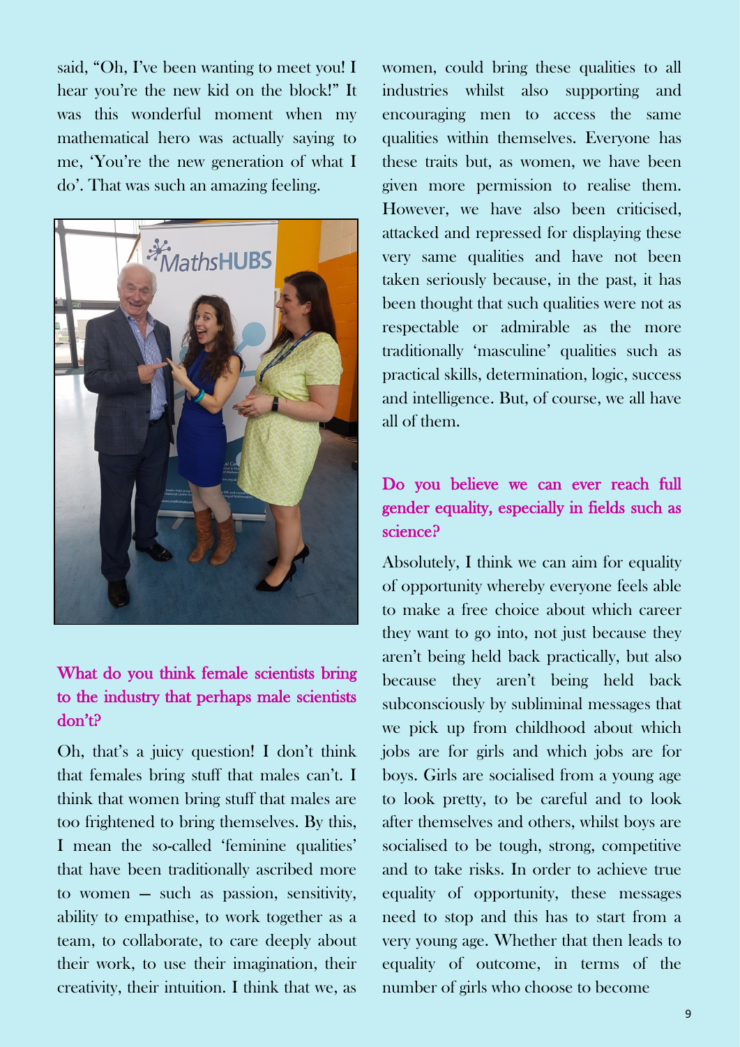said, "Oh, I've been wanting to meet you! I hear you're the new kid on the block!" It was this wonderful moment when my mathematical hero was actually saying to me, 'You're the new generation of what I do'. That was such an amazing feeling.

### What do you think female scientists bring to the industry that perhaps male scientists don't?

Oh, that's a juicy question! I don't think that females bring stuff that males can't. I think that women bring stuff that males are too frightened to bring themselves. By this, I mean the so-called 'feminine qualities' that have been traditionally ascribed more to women – such as passion, sensitivity, ability to empathise, to work together as a team, to collaborate, to care deeply about their work, to use their imagination, their creativity, their intuition. I think that we, as women, could bring these qualities to all industries whilst also supporting and encouraging men to access the same qualities within themselves. Everyone has these traits but, as women, we have been given more permission to realise them. However, we have also been criticised, attacked and repressed for displaying these very same qualities and have not been taken seriously because, in the past, it has been thought that such qualities were not as respectable or admirable as the more traditionally 'masculine' qualities such as practical skills, determination, logic, success and intelligence. But, of course, we all have all of them.

### Do you believe we can ever reach full gender equality, especially in fields such as science?

Absolutely, I think we can aim for equality of opportunity whereby everyone feels able to make a free choice about which career they want to go into, not just because they aren't being held back practically, but also because they aren't being held back subconsciously by subliminal messages that we pick up from childhood about which jobs are for girls and which jobs are for boys. Girls are socialised from a young age to look pretty, to be careful and to look after themselves and others, whilst boys are socialised to be tough, strong, competitive and to take risks. In order to achieve true equality of opportunity, these messages need to stop and this has to start from a very young age. Whether that then leads to equality of outcome, in terms of the number of girls who choose to become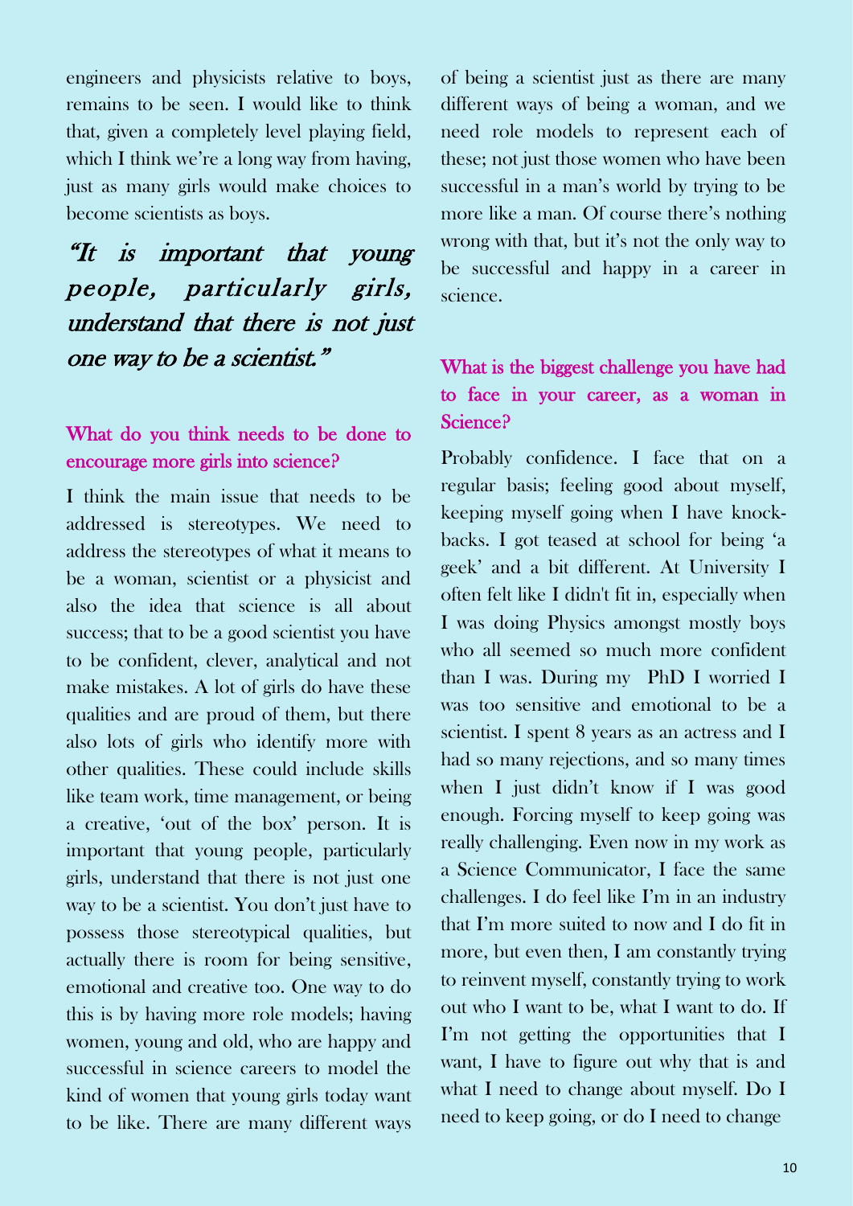engineers and physicists relative to boys, remains to be seen. I would like to think that, given a completely level playing field, which I think we're a long way from having, just as many girls would make choices to become scientists as boys.

> *"It is important that young people, particularly girls, understand that there is not just one way to be a scientist."*

## What do you think needs to be done to encourage more girls into science?

I think the main issue that needs to be addressed is stereotypes. We need to address the stereotypes of what it means to be a woman, scientist or a physicist and also the idea that science is all about success; that to be a good scientist you have to be confident, clever, analytical and not make mistakes. A lot of girls do have these qualities and are proud of them, but there also lots of girls who identify more with other qualities. These could include skills like team work, time management, or being a creative, 'out of the box' person. It is important that young people, particularly girls, understand that there is not just one way to be a scientist. You don't just have to possess those stereotypical qualities, but actually there is room for being sensitive, emotional and creative too. One way to do this is by having more role models; having women, young and old, who are happy and successful in science careers to model the kind of women that young girls today want to be like. There are many different ways of being a scientist just as there are many different ways of being a woman, and we need role models to represent each of these; not just those women who have been successful in a man's world by trying to be more like a man. Of course there's nothing wrong with that, but it's not the only way to be successful and happy in a career in science.

## What is the biggest challenge you have had to face in your career, as a woman in Science?

Probably confidence. I face that on a regular basis; feeling good about myself, keeping myself going when I have knock-backs. I got teased at school for being 'a geek' and a bit different. At University I often felt like I didn't fit in, especially when I was doing Physics amongst mostly boys who all seemed so much more confident than I was. During my PhD I worried I was too sensitive and emotional to be a scientist. I spent 8 years as an actress and I had so many rejections, and so many times when I just didn't know if I was good enough. Forcing myself to keep going was really challenging. Even now in my work as a Science Communicator, I face the same challenges. I do feel like I'm in an industry that I'm more suited to now and I do fit in more, but even then, I am constantly trying to reinvent myself, constantly trying to work out who I want to be, what I want to do. If I'm not getting the opportunities that I want, I have to figure out why that is and what I need to change about myself. Do I need to keep going, or do I need to change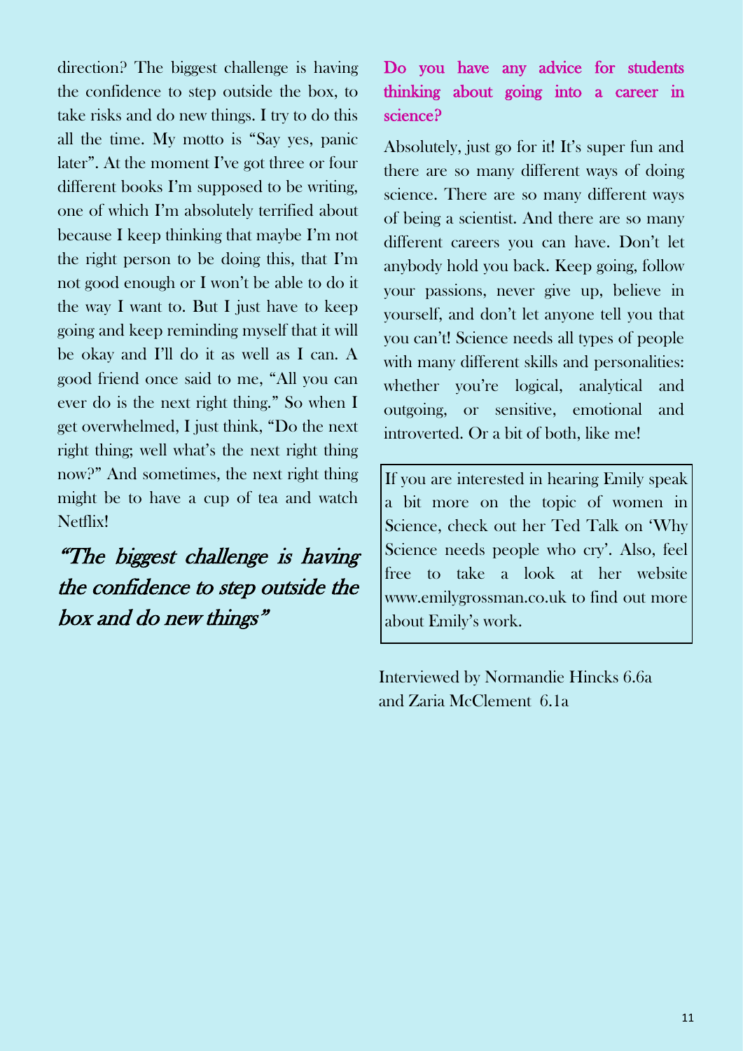direction? The biggest challenge is having the confidence to step outside the box, to take risks and do new things. I try to do this all the time. My motto is "Say yes, panic later". At the moment I've got three or four different books I'm supposed to be writing, one of which I'm absolutely terrified about because I keep thinking that maybe I'm not the right person to be doing this, that I'm not good enough or I won't be able to do it the way I want to. But I just have to keep going and keep reminding myself that it will be okay and I'll do it as well as I can. A good friend once said to me, "All you can ever do is the next right thing." So when I get overwhelmed, I just think, "Do the next right thing; well what's the next right thing now?" And sometimes, the next right thing might be to have a cup of tea and watch Netflix!

*"The biggest challenge is having the confidence to step outside the box and do new things"*

### Do you have any advice for students thinking about going into a career in science?

Absolutely, just go for it! It's super fun and there are so many different ways of doing science. There are so many different ways of being a scientist. And there are so many different careers you can have. Don't let anybody hold you back. Keep going, follow your passions, never give up, believe in yourself, and don't let anyone tell you that you can't! Science needs all types of people with many different skills and personalities: whether you're logical, analytical and outgoing, or sensitive, emotional and introverted. Or a bit of both, like me!

If you are interested in hearing Emily speak a bit more on the topic of women in Science, check out her Ted Talk on 'Why Science needs people who cry'. Also, feel free to take a look at her website www.emilygrossman.co.uk to find out more about Emily's work.

Interviewed by Normandie Hincks 6.6a and Zaria McClement 6.1a